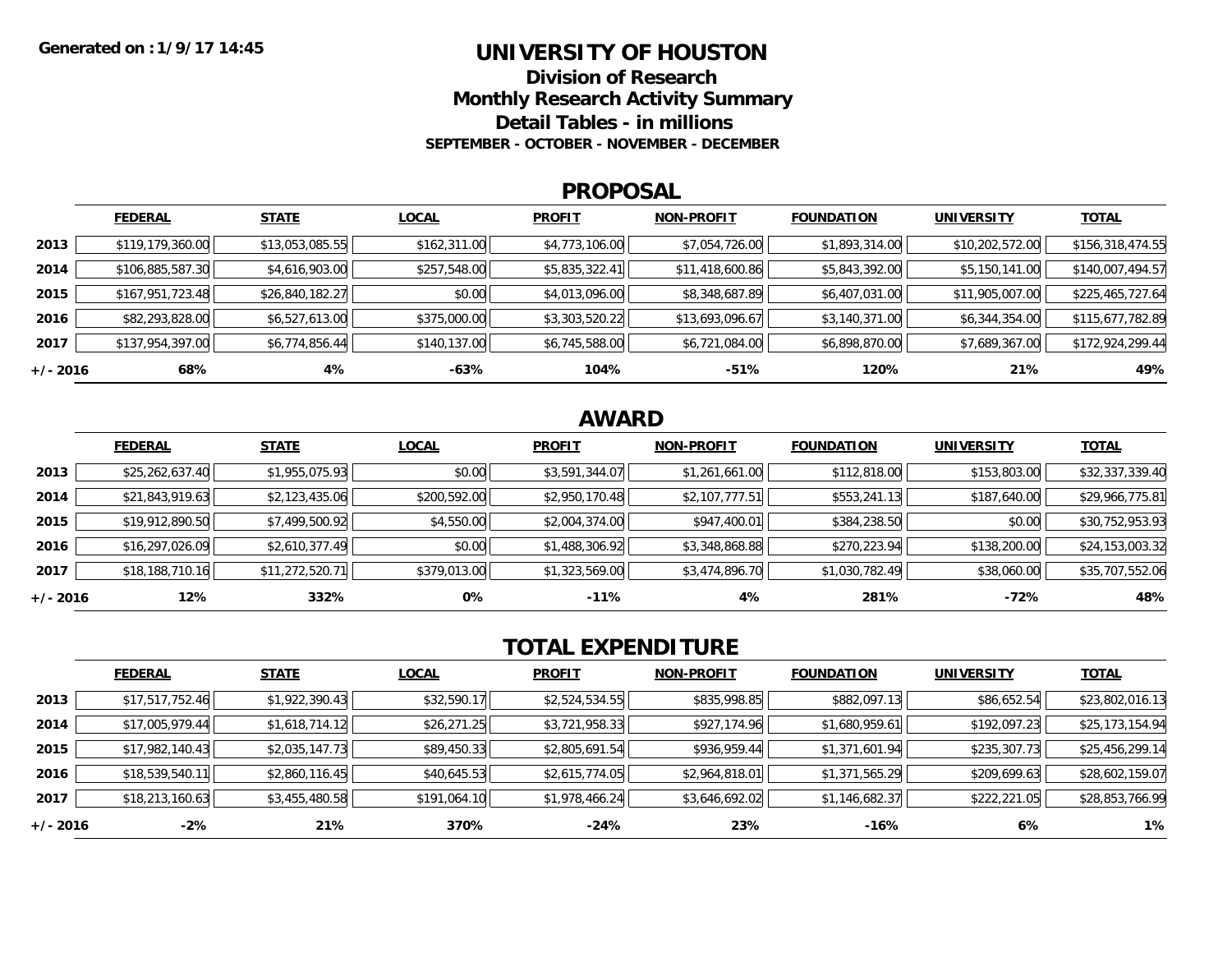Generated on : 1/9/17 14:45

# UNIVERSITY OF HOUSTON

## Division of Research

## Monthly Research Activity Summary

## Detail Tables - in millions

**SEPTEMBER - OCTOBER - NOVEMBER - DECEMBER**

## PROPOSAL

| | FEDERAL | STATE | LOCAL | PROFIT | NON-PROFIT | FOUNDATION | UNIVERSITY | TOTAL |
|---|---|---|---|---|---|---|---|---|
| **2013** | $119,179,360.00 | $13,053,085.55 | $162,311.00 | $4,773,106.00 | $7,054,726.00 | $1,893,314.00 | $10,202,572.00 | $156,318,474.55 |
| **2014** | $106,885,587.30 | $4,616,903.00 | $257,548.00 | $5,835,322.41 | $11,418,600.86 | $5,843,392.00 | $5,150,141.00 | $140,007,494.57 |
| **2015** | $167,951,723.48 | $26,840,182.27 | $0.00 | $4,013,096.00 | $8,348,687.89 | $6,407,031.00 | $11,905,007.00 | $225,465,727.64 |
| **2016** | $82,293,828.00 | $6,527,613.00 | $375,000.00 | $3,303,520.22 | $13,693,096.67 | $3,140,371.00 | $6,344,354.00 | $115,677,782.89 |
| **2017** | $137,954,397.00 | $6,774,856.44 | $140,137.00 | $6,745,588.00 | $6,721,084.00 | $6,898,870.00 | $7,689,367.00 | $172,924,299.44 |
| **+/- 2016** | **68%** | **4%** | **-63%** | **104%** | **-51%** | **120%** | **21%** | **49%** |

## AWARD

| | FEDERAL | STATE | LOCAL | PROFIT | NON-PROFIT | FOUNDATION | UNIVERSITY | TOTAL |
|---|---|---|---|---|---|---|---|---|
| **2013** | $25,262,637.40 | $1,955,075.93 | $0.00 | $3,591,344.07 | $1,261,661.00 | $112,818.00 | $153,803.00 | $32,337,339.40 |
| **2014** | $21,843,919.63 | $2,123,435.06 | $200,592.00 | $2,950,170.48 | $2,107,777.51 | $553,241.13 | $187,640.00 | $29,966,775.81 |
| **2015** | $19,912,890.50 | $7,499,500.92 | $4,550.00 | $2,004,374.00 | $947,400.01 | $384,238.50 | $0.00 | $30,752,953.93 |
| **2016** | $16,297,026.09 | $2,610,377.49 | $0.00 | $1,488,306.92 | $3,348,868.88 | $270,223.94 | $138,200.00 | $24,153,003.32 |
| **2017** | $18,188,710.16 | $11,272,520.71 | $379,013.00 | $1,323,569.00 | $3,474,896.70 | $1,030,782.49 | $38,060.00 | $35,707,552.06 |
| **+/- 2016** | **12%** | **332%** | **0%** | **-11%** | **4%** | **281%** | **-72%** | **48%** |

## TOTAL EXPENDITURE

| | FEDERAL | STATE | LOCAL | PROFIT | NON-PROFIT | FOUNDATION | UNIVERSITY | TOTAL |
|---|---|---|---|---|---|---|---|---|
| **2013** | $17,517,752.46 | $1,922,390.43 | $32,590.17 | $2,524,534.55 | $835,998.85 | $882,097.13 | $86,652.54 | $23,802,016.13 |
| **2014** | $17,005,979.44 | $1,618,714.12 | $26,271.25 | $3,721,958.33 | $927,174.96 | $1,680,959.61 | $192,097.23 | $25,173,154.94 |
| **2015** | $17,982,140.43 | $2,035,147.73 | $89,450.33 | $2,805,691.54 | $936,959.44 | $1,371,601.94 | $235,307.73 | $25,456,299.14 |
| **2016** | $18,539,540.11 | $2,860,116.45 | $40,645.53 | $2,615,774.05 | $2,964,818.01 | $1,371,565.29 | $209,699.63 | $28,602,159.07 |
| **2017** | $18,213,160.63 | $3,455,480.58 | $191,064.10 | $1,978,466.24 | $3,646,692.02 | $1,146,682.37 | $222,221.05 | $28,853,766.99 |
| **+/- 2016** | **-2%** | **21%** | **370%** | **-24%** | **23%** | **-16%** | **6%** | **1%** |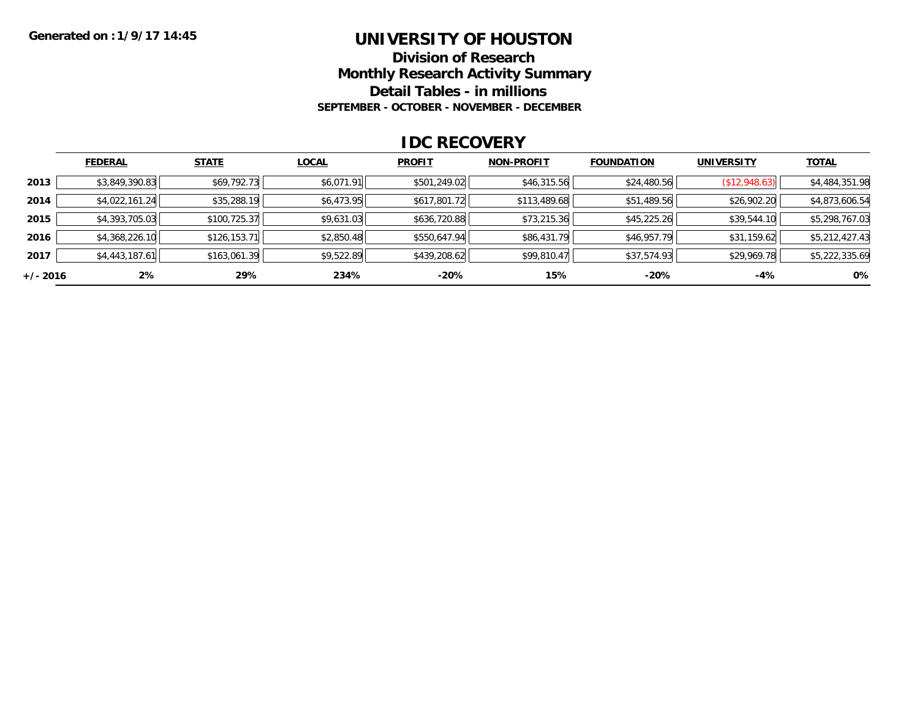**Generated on : 1/9/17 14:45**

# UNIVERSITY OF HOUSTON

## Division of Research

## Monthly Research Activity Summary

## Detail Tables - in millions

**SEPTEMBER - OCTOBER - NOVEMBER - DECEMBER**

## IDC RECOVERY

| | FEDERAL | STATE | LOCAL | PROFIT | NON-PROFIT | FOUNDATION | UNIVERSITY | TOTAL |
|---|---|---|---|---|---|---|---|---|
| **2013** | $3,849,390.83 | $69,792.73 | $6,071.91 | $501,249.02 | $46,315.56 | $24,480.56 | ($12,948.63) | $4,484,351.98 |
| **2014** | $4,022,161.24 | $35,288.19 | $6,473.95 | $617,801.72 | $113,489.68 | $51,489.56 | $26,902.20 | $4,873,606.54 |
| **2015** | $4,393,705.03 | $100,725.37 | $9,631.03 | $636,720.88 | $73,215.36 | $45,225.26 | $39,544.10 | $5,298,767.03 |
| **2016** | $4,368,226.10 | $126,153.71 | $2,850.48 | $550,647.94 | $86,431.79 | $46,957.79 | $31,159.62 | $5,212,427.43 |
| **2017** | $4,443,187.61 | $163,061.39 | $9,522.89 | $439,208.62 | $99,810.47 | $37,574.93 | $29,969.78 | $5,222,335.69 |
| **+/- 2016** | **2%** | **29%** | **234%** | **-20%** | **15%** | **-20%** | **-4%** | **0%** |